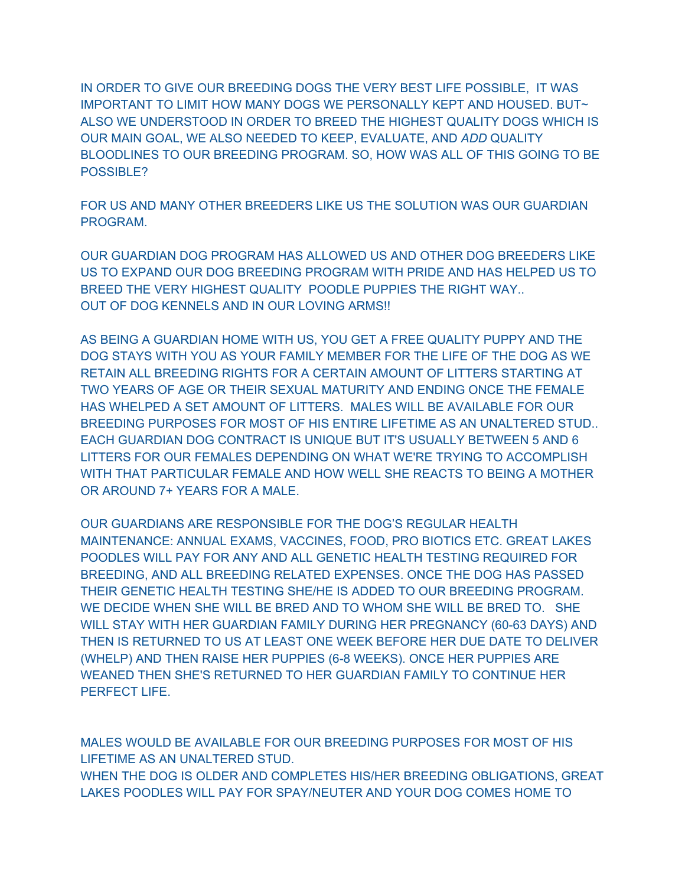IN ORDER TO GIVE OUR BREEDING DOGS THE VERY BEST LIFE POSSIBLE, IT WAS IMPORTANT TO LIMIT HOW MANY DOGS WE PERSONALLY KEPT AND HOUSED. BUT~ ALSO WE UNDERSTOOD IN ORDER TO BREED THE HIGHEST QUALITY DOGS WHICH IS OUR MAIN GOAL, WE ALSO NEEDED TO KEEP, EVALUATE, AND *ADD* QUALITY BLOODLINES TO OUR BREEDING PROGRAM. SO, HOW WAS ALL OF THIS GOING TO BE POSSIBLE?

FOR US AND MANY OTHER BREEDERS LIKE US THE SOLUTION WAS OUR GUARDIAN PROGRAM.

OUR GUARDIAN DOG PROGRAM HAS ALLOWED US AND OTHER DOG BREEDERS LIKE US TO EXPAND OUR DOG BREEDING PROGRAM WITH PRIDE AND HAS HELPED US TO BREED THE VERY HIGHEST QUALITY POODLE PUPPIES THE RIGHT WAY..
OUT OF DOG KENNELS AND IN OUR LOVING ARMS!!

AS BEING A GUARDIAN HOME WITH US, YOU GET A FREE QUALITY PUPPY AND THE DOG STAYS WITH YOU AS YOUR FAMILY MEMBER FOR THE LIFE OF THE DOG AS WE RETAIN ALL BREEDING RIGHTS FOR A CERTAIN AMOUNT OF LITTERS STARTING AT TWO YEARS OF AGE OR THEIR SEXUAL MATURITY AND ENDING ONCE THE FEMALE HAS WHELPED A SET AMOUNT OF LITTERS. MALES WILL BE AVAILABLE FOR OUR BREEDING PURPOSES FOR MOST OF HIS ENTIRE LIFETIME AS AN UNALTERED STUD.. EACH GUARDIAN DOG CONTRACT IS UNIQUE BUT IT'S USUALLY BETWEEN 5 AND 6 LITTERS FOR OUR FEMALES DEPENDING ON WHAT WE'RE TRYING TO ACCOMPLISH WITH THAT PARTICULAR FEMALE AND HOW WELL SHE REACTS TO BEING A MOTHER OR AROUND 7+ YEARS FOR A MALE.

OUR GUARDIANS ARE RESPONSIBLE FOR THE DOG'S REGULAR HEALTH MAINTENANCE: ANNUAL EXAMS, VACCINES, FOOD, PRO BIOTICS ETC. GREAT LAKES POODLES WILL PAY FOR ANY AND ALL GENETIC HEALTH TESTING REQUIRED FOR BREEDING, AND ALL BREEDING RELATED EXPENSES. ONCE THE DOG HAS PASSED THEIR GENETIC HEALTH TESTING SHE/HE IS ADDED TO OUR BREEDING PROGRAM. WE DECIDE WHEN SHE WILL BE BRED AND TO WHOM SHE WILL BE BRED TO. SHE WILL STAY WITH HER GUARDIAN FAMILY DURING HER PREGNANCY (60-63 DAYS) AND THEN IS RETURNED TO US AT LEAST ONE WEEK BEFORE HER DUE DATE TO DELIVER (WHELP) AND THEN RAISE HER PUPPIES (6-8 WEEKS). ONCE HER PUPPIES ARE WEANED THEN SHE'S RETURNED TO HER GUARDIAN FAMILY TO CONTINUE HER PERFECT LIFE.

MALES WOULD BE AVAILABLE FOR OUR BREEDING PURPOSES FOR MOST OF HIS LIFETIME AS AN UNALTERED STUD.
WHEN THE DOG IS OLDER AND COMPLETES HIS/HER BREEDING OBLIGATIONS, GREAT LAKES POODLES WILL PAY FOR SPAY/NEUTER AND YOUR DOG COMES HOME TO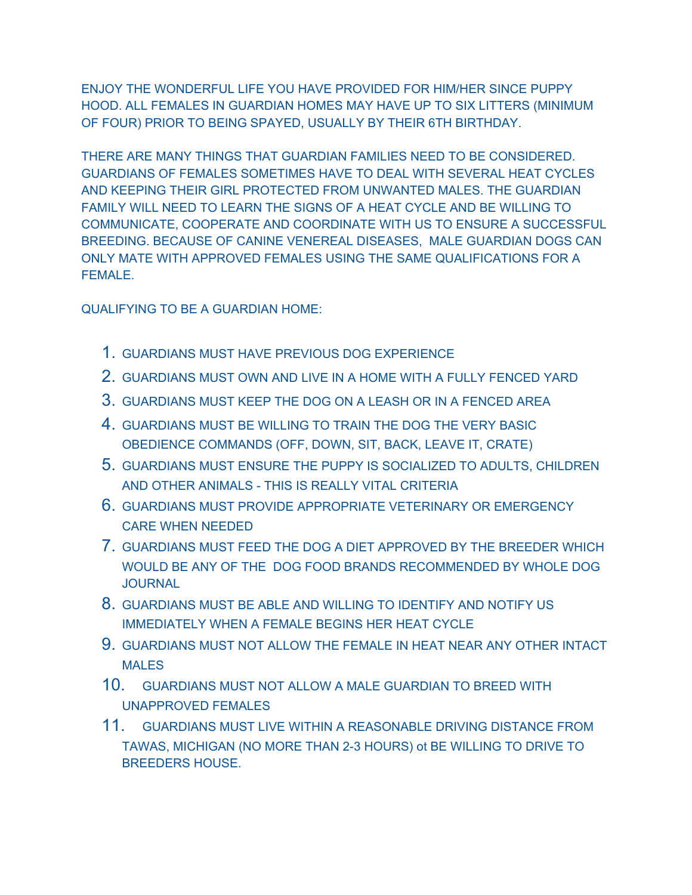ENJOY THE WONDERFUL LIFE YOU HAVE PROVIDED FOR HIM/HER SINCE PUPPY HOOD. ALL FEMALES IN GUARDIAN HOMES MAY HAVE UP TO SIX LITTERS (MINIMUM OF FOUR) PRIOR TO BEING SPAYED, USUALLY BY THEIR 6TH BIRTHDAY.

THERE ARE MANY THINGS THAT GUARDIAN FAMILIES NEED TO BE CONSIDERED. GUARDIANS OF FEMALES SOMETIMES HAVE TO DEAL WITH SEVERAL HEAT CYCLES AND KEEPING THEIR GIRL PROTECTED FROM UNWANTED MALES. THE GUARDIAN FAMILY WILL NEED TO LEARN THE SIGNS OF A HEAT CYCLE AND BE WILLING TO COMMUNICATE, COOPERATE AND COORDINATE WITH US TO ENSURE A SUCCESSFUL BREEDING. BECAUSE OF CANINE VENEREAL DISEASES, MALE GUARDIAN DOGS CAN ONLY MATE WITH APPROVED FEMALES USING THE SAME QUALIFICATIONS FOR A FEMALE.

QUALIFYING TO BE A GUARDIAN HOME:

1. GUARDIANS MUST HAVE PREVIOUS DOG EXPERIENCE
2. GUARDIANS MUST OWN AND LIVE IN A HOME WITH A FULLY FENCED YARD
3. GUARDIANS MUST KEEP THE DOG ON A LEASH OR IN A FENCED AREA
4. GUARDIANS MUST BE WILLING TO TRAIN THE DOG THE VERY BASIC OBEDIENCE COMMANDS (OFF, DOWN, SIT, BACK, LEAVE IT, CRATE)
5. GUARDIANS MUST ENSURE THE PUPPY IS SOCIALIZED TO ADULTS, CHILDREN AND OTHER ANIMALS - THIS IS REALLY VITAL CRITERIA
6. GUARDIANS MUST PROVIDE APPROPRIATE VETERINARY OR EMERGENCY CARE WHEN NEEDED
7. GUARDIANS MUST FEED THE DOG A DIET APPROVED BY THE BREEDER WHICH WOULD BE ANY OF THE DOG FOOD BRANDS RECOMMENDED BY WHOLE DOG JOURNAL
8. GUARDIANS MUST BE ABLE AND WILLING TO IDENTIFY AND NOTIFY US IMMEDIATELY WHEN A FEMALE BEGINS HER HEAT CYCLE
9. GUARDIANS MUST NOT ALLOW THE FEMALE IN HEAT NEAR ANY OTHER INTACT MALES
10. GUARDIANS MUST NOT ALLOW A MALE GUARDIAN TO BREED WITH UNAPPROVED FEMALES
11. GUARDIANS MUST LIVE WITHIN A REASONABLE DRIVING DISTANCE FROM TAWAS, MICHIGAN (NO MORE THAN 2-3 HOURS) ot BE WILLING TO DRIVE TO BREEDERS HOUSE.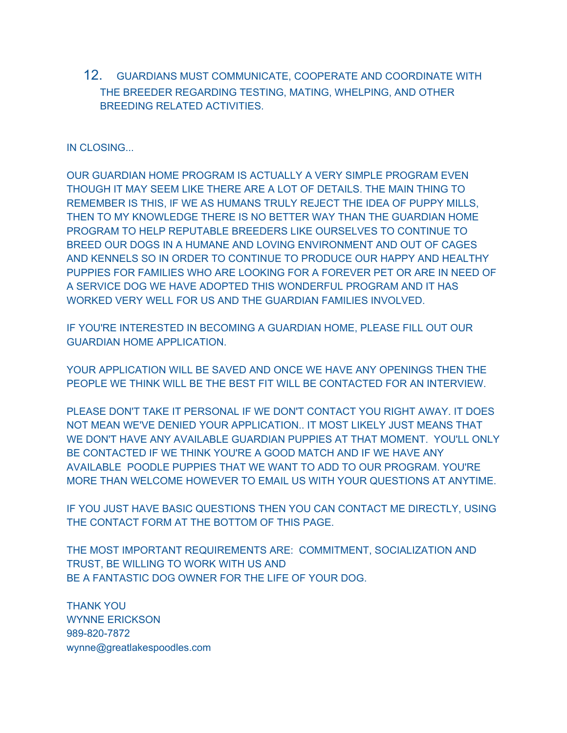12. GUARDIANS MUST COMMUNICATE, COOPERATE AND COORDINATE WITH THE BREEDER REGARDING TESTING, MATING, WHELPING, AND OTHER BREEDING RELATED ACTIVITIES.

IN CLOSING...

OUR GUARDIAN HOME PROGRAM IS ACTUALLY A VERY SIMPLE PROGRAM EVEN THOUGH IT MAY SEEM LIKE THERE ARE A LOT OF DETAILS. THE MAIN THING TO REMEMBER IS THIS, IF WE AS HUMANS TRULY REJECT THE IDEA OF PUPPY MILLS, THEN TO MY KNOWLEDGE THERE IS NO BETTER WAY THAN THE GUARDIAN HOME PROGRAM TO HELP REPUTABLE BREEDERS LIKE OURSELVES TO CONTINUE TO BREED OUR DOGS IN A HUMANE AND LOVING ENVIRONMENT AND OUT OF CAGES AND KENNELS SO IN ORDER TO CONTINUE TO PRODUCE OUR HAPPY AND HEALTHY PUPPIES FOR FAMILIES WHO ARE LOOKING FOR A FOREVER PET OR ARE IN NEED OF A SERVICE DOG WE HAVE ADOPTED THIS WONDERFUL PROGRAM AND IT HAS WORKED VERY WELL FOR US AND THE GUARDIAN FAMILIES INVOLVED.

IF YOU'RE INTERESTED IN BECOMING A GUARDIAN HOME, PLEASE FILL OUT OUR GUARDIAN HOME APPLICATION.

YOUR APPLICATION WILL BE SAVED AND ONCE WE HAVE ANY OPENINGS THEN THE PEOPLE WE THINK WILL BE THE BEST FIT WILL BE CONTACTED FOR AN INTERVIEW.

PLEASE DON'T TAKE IT PERSONAL IF WE DON'T CONTACT YOU RIGHT AWAY. IT DOES NOT MEAN WE'VE DENIED YOUR APPLICATION.. IT MOST LIKELY JUST MEANS THAT WE DON'T HAVE ANY AVAILABLE GUARDIAN PUPPIES AT THAT MOMENT. YOU'LL ONLY BE CONTACTED IF WE THINK YOU'RE A GOOD MATCH AND IF WE HAVE ANY AVAILABLE POODLE PUPPIES THAT WE WANT TO ADD TO OUR PROGRAM. YOU'RE MORE THAN WELCOME HOWEVER TO EMAIL US WITH YOUR QUESTIONS AT ANYTIME.

IF YOU JUST HAVE BASIC QUESTIONS THEN YOU CAN CONTACT ME DIRECTLY, USING THE CONTACT FORM AT THE BOTTOM OF THIS PAGE.

THE MOST IMPORTANT REQUIREMENTS ARE: COMMITMENT, SOCIALIZATION AND TRUST, BE WILLING TO WORK WITH US AND
BE A FANTASTIC DOG OWNER FOR THE LIFE OF YOUR DOG.

THANK YOU
WYNNE ERICKSON
989-820-7872
wynne@greatlakespoodles.com